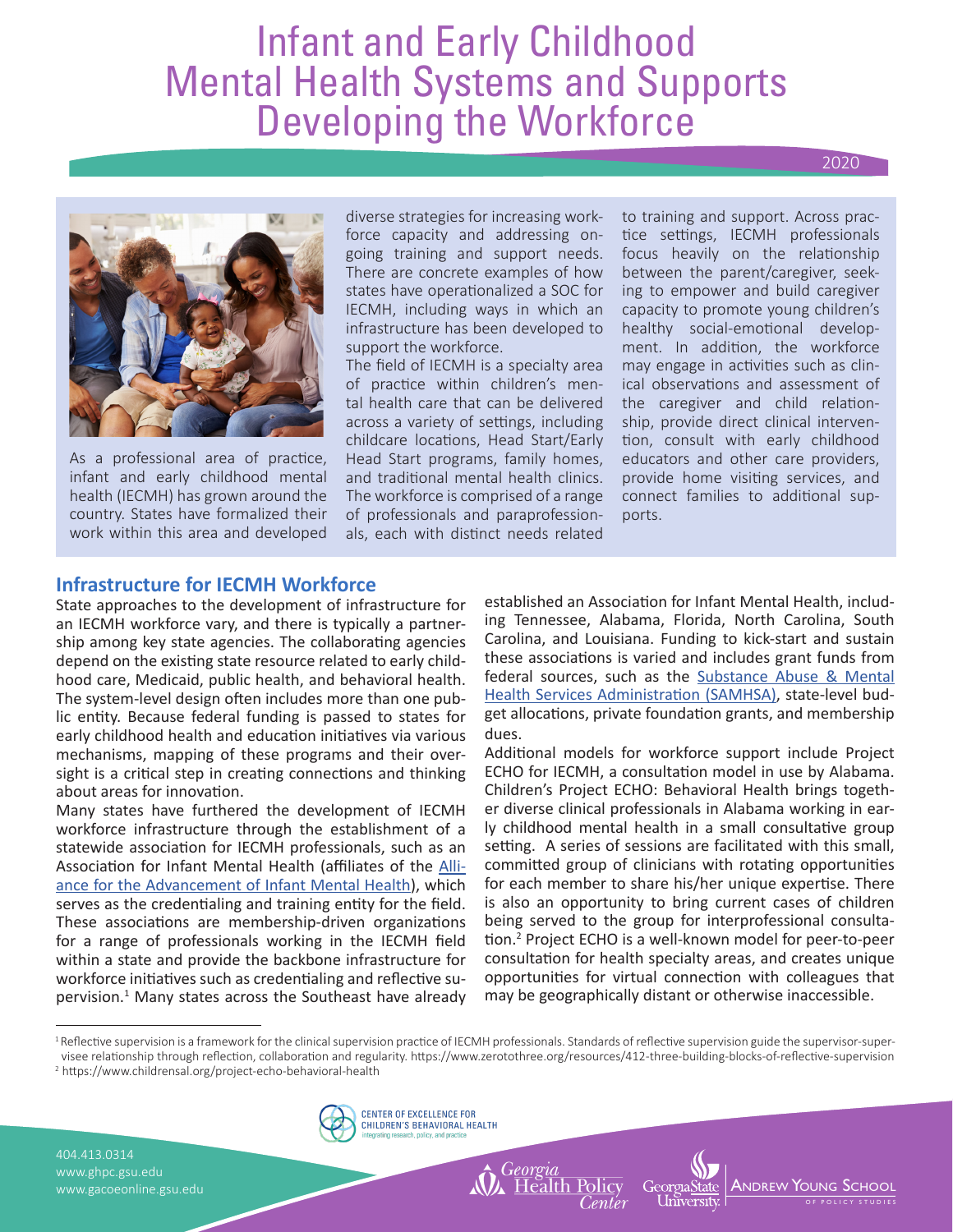# Infant and Early Childhood Mental Health Systems and Supports Developing the Workforce

2020

As a professional area of practice, infant and early childhood mental health (IECMH) has grown around the country. States have formalized their work within this area and developed diverse strategies for increasing workforce capacity and addressing ongoing training and support needs. There are concrete examples of how states have operationalized a SOC for IECMH, including ways in which an infrastructure has been developed to support the workforce.

The field of IECMH is a specialty area of practice within children's mental health care that can be delivered across a variety of settings, including childcare locations, Head Start/Early Head Start programs, family homes, and traditional mental health clinics. The workforce is comprised of a range of professionals and paraprofessionals, each with distinct needs related to training and support. Across practice settings, IECMH professionals focus heavily on the relationship between the parent/caregiver, seeking to empower and build caregiver capacity to promote young children's healthy social-emotional development. In addition, the workforce may engage in activities such as clinical observations and assessment of the caregiver and child relationship, provide direct clinical intervention, consult with early childhood educators and other care providers, provide home visiting services, and connect families to additional supports.

## Infrastructure for IECMH Workforce

State approaches to the development of infrastructure for an IECMH workforce vary, and there is typically a partnership among key state agencies. The collaborating agencies depend on the existing state resource related to early childhood care, Medicaid, public health, and behavioral health. The system-level design often includes more than one public entity. Because federal funding is passed to states for early childhood health and education initiatives via various mechanisms, mapping of these programs and their oversight is a critical step in creating connections and thinking about areas for innovation.

Many states have furthered the development of IECMH workforce infrastructure through the establishment of a statewide association for IECMH professionals, such as an Association for Infant Mental Health (affiliates of the Alliance for the Advancement of Infant Mental Health), which serves as the credentialing and training entity for the field. These associations are membership-driven organizations for a range of professionals working in the IECMH field within a state and provide the backbone infrastructure for workforce initiatives such as credentialing and reflective supervision.[1] Many states across the Southeast have already established an Association for Infant Mental Health, including Tennessee, Alabama, Florida, North Carolina, South Carolina, and Louisiana. Funding to kick-start and sustain these associations is varied and includes grant funds from federal sources, such as the Substance Abuse & Mental Health Services Administration (SAMHSA), state-level budget allocations, private foundation grants, and membership dues.

Additional models for workforce support include Project ECHO for IECMH, a consultation model in use by Alabama. Children's Project ECHO: Behavioral Health brings together diverse clinical professionals in Alabama working in early childhood mental health in a small consultative group setting. A series of sessions are facilitated with this small, committed group of clinicians with rotating opportunities for each member to share his/her unique expertise. There is also an opportunity to bring current cases of children being served to the group for interprofessional consultation.[2] Project ECHO is a well-known model for peer-to-peer consultation for health specialty areas, and creates unique opportunities for virtual connection with colleagues that may be geographically distant or otherwise inaccessible.

[1] Reflective supervision is a framework for the clinical supervision practice of IECMH professionals. Standards of reflective supervision guide the supervisor-supervisee relationship through reflection, collaboration and regularity. https://www.zerotothree.org/resources/412-three-building-blocks-of-reflective-supervision

[2] https://www.childrensal.org/project-echo-behavioral-health

404.413.0314
www.ghpc.gsu.edu
www.gacoeonline.gsu.edu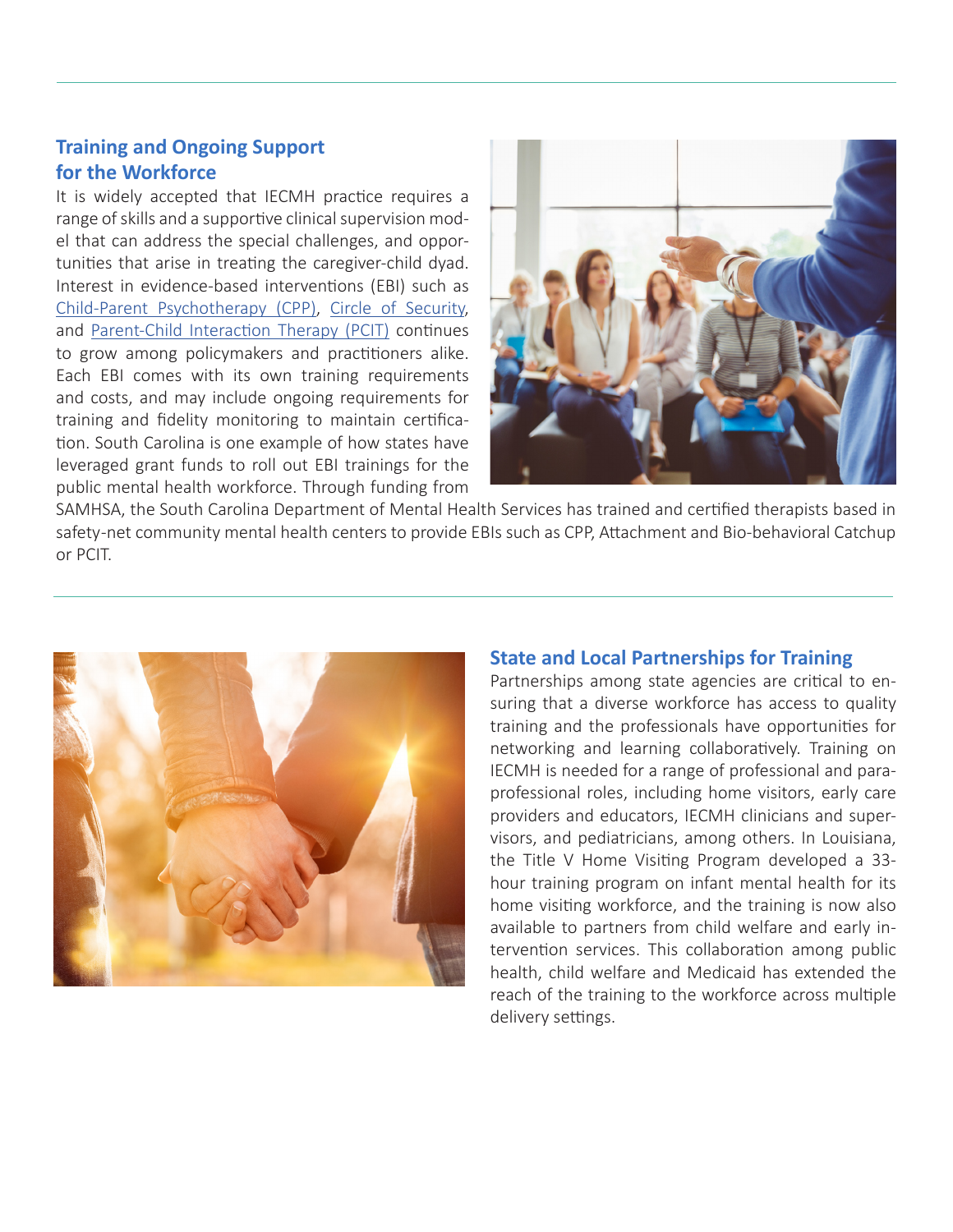## Training and Ongoing Support for the Workforce

It is widely accepted that IECMH practice requires a range of skills and a supportive clinical supervision model that can address the special challenges, and opportunities that arise in treating the caregiver-child dyad. Interest in evidence-based interventions (EBI) such as Child-Parent Psychotherapy (CPP), Circle of Security, and Parent-Child Interaction Therapy (PCIT) continues to grow among policymakers and practitioners alike. Each EBI comes with its own training requirements and costs, and may include ongoing requirements for training and fidelity monitoring to maintain certification. South Carolina is one example of how states have leveraged grant funds to roll out EBI trainings for the public mental health workforce. Through funding from SAMHSA, the South Carolina Department of Mental Health Services has trained and certified therapists based in safety-net community mental health centers to provide EBIs such as CPP, Attachment and Bio-behavioral Catchup or PCIT.

## State and Local Partnerships for Training

Partnerships among state agencies are critical to ensuring that a diverse workforce has access to quality training and the professionals have opportunities for networking and learning collaboratively. Training on IECMH is needed for a range of professional and paraprofessional roles, including home visitors, early care providers and educators, IECMH clinicians and supervisors, and pediatricians, among others. In Louisiana, the Title V Home Visiting Program developed a 33-hour training program on infant mental health for its home visiting workforce, and the training is now also available to partners from child welfare and early intervention services. This collaboration among public health, child welfare and Medicaid has extended the reach of the training to the workforce across multiple delivery settings.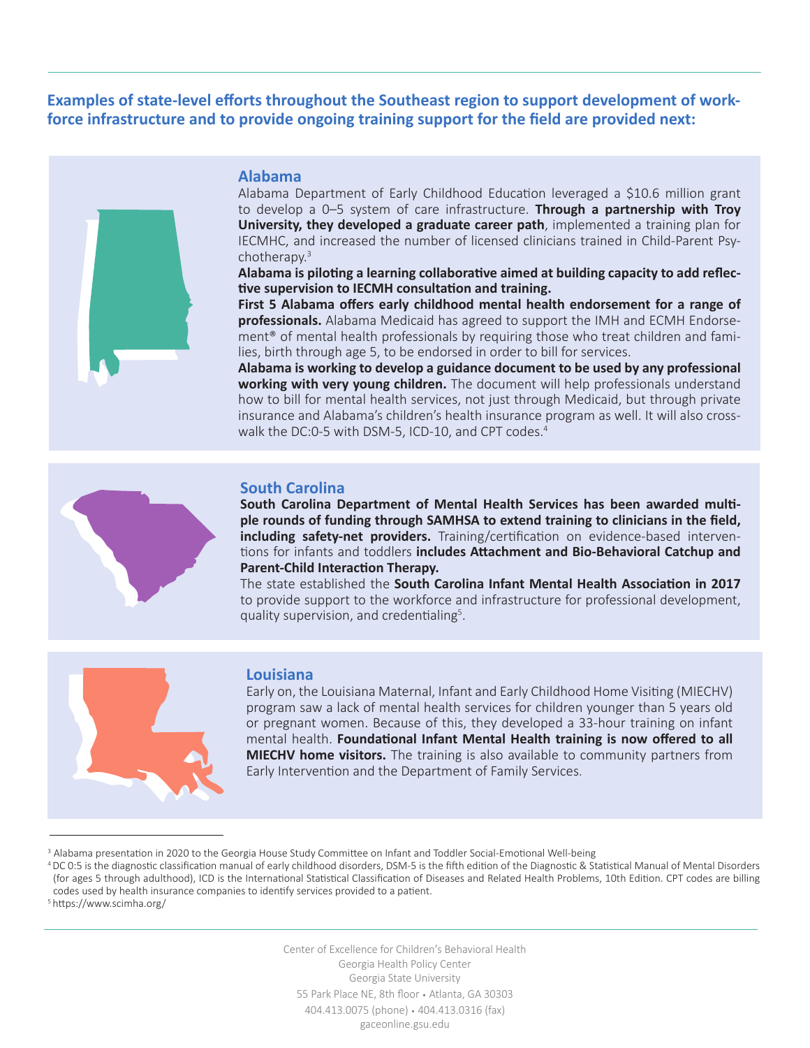**Examples of state-level efforts throughout the Southeast region to support development of workforce infrastructure and to provide ongoing training support for the field are provided next:**

## Alabama

Alabama Department of Early Childhood Education leveraged a $10.6 million grant to develop a 0–5 system of care infrastructure. **Through a partnership with Troy University, they developed a graduate career path**, implemented a training plan for IECMHC, and increased the number of licensed clinicians trained in Child-Parent Psychotherapy.[3]

**Alabama is piloting a learning collaborative aimed at building capacity to add reflective supervision to IECMH consultation and training.**

**First 5 Alabama offers early childhood mental health endorsement for a range of professionals.** Alabama Medicaid has agreed to support the IMH and ECMH Endorsement® of mental health professionals by requiring those who treat children and families, birth through age 5, to be endorsed in order to bill for services.

**Alabama is working to develop a guidance document to be used by any professional working with very young children.** The document will help professionals understand how to bill for mental health services, not just through Medicaid, but through private insurance and Alabama's children's health insurance program as well. It will also crosswalk the DC:0-5 with DSM-5, ICD-10, and CPT codes.[4]

## South Carolina

**South Carolina Department of Mental Health Services has been awarded multiple rounds of funding through SAMHSA to extend training to clinicians in the field, including safety-net providers.** Training/certification on evidence-based interventions for infants and toddlers **includes Attachment and Bio-Behavioral Catchup and Parent-Child Interaction Therapy.**

The state established the **South Carolina Infant Mental Health Association in 2017** to provide support to the workforce and infrastructure for professional development, quality supervision, and credentialing[5].

## Louisiana

Early on, the Louisiana Maternal, Infant and Early Childhood Home Visiting (MIECHV) program saw a lack of mental health services for children younger than 5 years old or pregnant women. Because of this, they developed a 33-hour training on infant mental health. **Foundational Infant Mental Health training is now offered to all MIECHV home visitors.** The training is also available to community partners from Early Intervention and the Department of Family Services.

---

[3] Alabama presentation in 2020 to the Georgia House Study Committee on Infant and Toddler Social-Emotional Well-being

[4] DC 0:5 is the diagnostic classification manual of early childhood disorders, DSM-5 is the fifth edition of the Diagnostic & Statistical Manual of Mental Disorders (for ages 5 through adulthood), ICD is the International Statistical Classification of Diseases and Related Health Problems, 10th Edition. CPT codes are billing codes used by health insurance companies to identify services provided to a patient.

[5] https://www.scimha.org/

Center of Excellence for Children's Behavioral Health
Georgia Health Policy Center
Georgia State University
55 Park Place NE, 8th floor • Atlanta, GA 30303
404.413.0075 (phone) • 404.413.0316 (fax)
gaceonline.gsu.edu